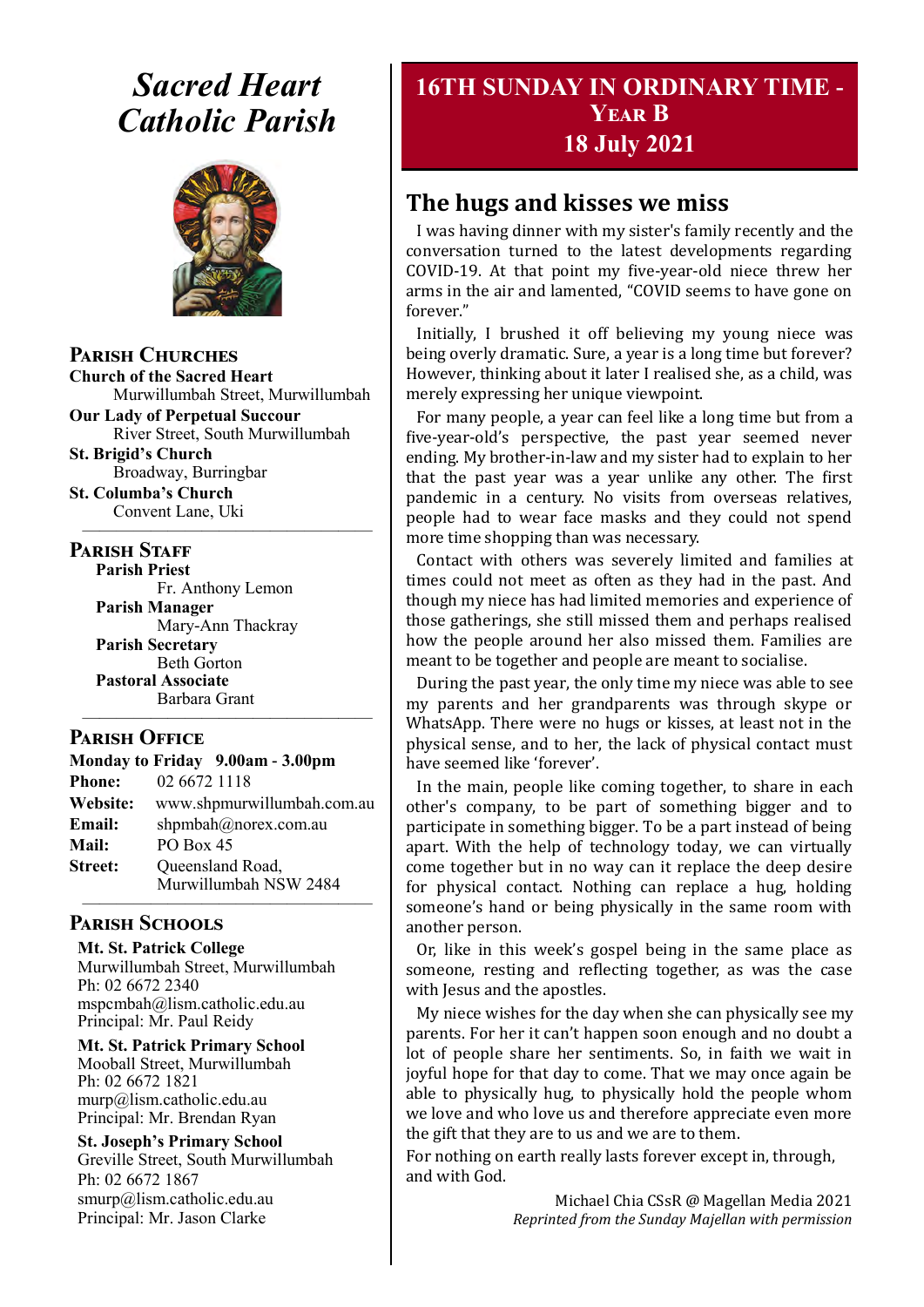# Sacred Heart Catholic Parish

## Parish Churches

**Church of the Sacred Heart**
Murwillumbah Street, Murwillumbah

**Our Lady of Perpetual Succour**
River Street, South Murwillumbah

**St. Brigid's Church**
Broadway, Burringbar

**St. Columba's Church**
Convent Lane, Uki

## Parish Staff

**Parish Priest**
Fr. Anthony Lemon

**Parish Manager**
Mary-Ann Thackray

**Parish Secretary**
Beth Gorton

**Pastoral Associate**
Barbara Grant

## Parish Office

**Monday to Friday 9.00am - 3.00pm**

**Phone:** 02 6672 1118
**Website:** www.shpmurwillumbah.com.au
**Email:** shpmbah@norex.com.au
**Mail:** PO Box 45
**Street:** Queensland Road, Murwillumbah NSW 2484

## Parish Schools

**Mt. St. Patrick College**
Murwillumbah Street, Murwillumbah
Ph: 02 6672 2340
mspcmbah@lism.catholic.edu.au
Principal: Mr. Paul Reidy

**Mt. St. Patrick Primary School**
Mooball Street, Murwillumbah
Ph: 02 6672 1821
murp@lism.catholic.edu.au
Principal: Mr. Brendan Ryan

**St. Joseph's Primary School**
Greville Street, South Murwillumbah
Ph: 02 6672 1867
smurp@lism.catholic.edu.au
Principal: Mr. Jason Clarke

# 16TH SUNDAY IN ORDINARY TIME - YEAR B
# 18 July 2021

## The hugs and kisses we miss

I was having dinner with my sister's family recently and the conversation turned to the latest developments regarding COVID-19. At that point my five-year-old niece threw her arms in the air and lamented, "COVID seems to have gone on forever."

Initially, I brushed it off believing my young niece was being overly dramatic. Sure, a year is a long time but forever? However, thinking about it later I realised she, as a child, was merely expressing her unique viewpoint.

For many people, a year can feel like a long time but from a five-year-old's perspective, the past year seemed never ending. My brother-in-law and my sister had to explain to her that the past year was a year unlike any other. The first pandemic in a century. No visits from overseas relatives, people had to wear face masks and they could not spend more time shopping than was necessary.

Contact with others was severely limited and families at times could not meet as often as they had in the past. And though my niece has had limited memories and experience of those gatherings, she still missed them and perhaps realised how the people around her also missed them. Families are meant to be together and people are meant to socialise.

During the past year, the only time my niece was able to see my parents and her grandparents was through skype or WhatsApp. There were no hugs or kisses, at least not in the physical sense, and to her, the lack of physical contact must have seemed like 'forever'.

In the main, people like coming together, to share in each other's company, to be part of something bigger and to participate in something bigger. To be a part instead of being apart. With the help of technology today, we can virtually come together but in no way can it replace the deep desire for physical contact. Nothing can replace a hug, holding someone's hand or being physically in the same room with another person.

Or, like in this week's gospel being in the same place as someone, resting and reflecting together, as was the case with Jesus and the apostles.

My niece wishes for the day when she can physically see my parents. For her it can't happen soon enough and no doubt a lot of people share her sentiments. So, in faith we wait in joyful hope for that day to come. That we may once again be able to physically hug, to physically hold the people whom we love and who love us and therefore appreciate even more the gift that they are to us and we are to them.

For nothing on earth really lasts forever except in, through, and with God.

Michael Chia CSsR @ Magellan Media 2021
*Reprinted from the Sunday Majellan with permission*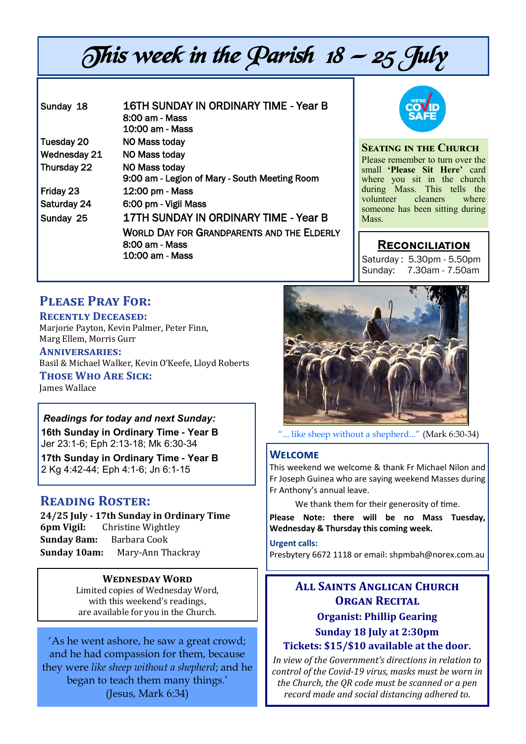# This week in the Parish 18 – 25 July

| | |
|---|---|
| Sunday 18 | **16TH SUNDAY IN ORDINARY TIME - Year B** |
| | 8:00 am - Mass |
| | 10:00 am - Mass |
| Tuesday 20 | NO Mass today |
| Wednesday 21 | NO Mass today |
| Thursday 22 | NO Mass today |
| | 9:00 am - Legion of Mary - South Meeting Room |
| Friday 23 | 12:00 pm - Mass |
| Saturday 24 | 6:00 pm - Vigil Mass |
| Sunday 25 | **17TH SUNDAY IN ORDINARY TIME - Year B** |
| | WORLD DAY FOR GRANDPARENTS AND THE ELDERLY |
| | 8:00 am - Mass |
| | 10:00 am - Mass |

WE'RE COVID SAFE

### Seating in the Church

Please remember to turn over the small **'Please Sit Here'** card where you sit in the church during Mass. This tells the volunteer cleaners where someone has been sitting during Mass.

### Reconciliation

Saturday : 5.30pm - 5.50pm
Sunday: 7.30am - 7.50am

## Please Pray For:

### Recently Deceased:
Marjorie Payton, Kevin Palmer, Peter Finn, Marg Ellem, Morris Gurr

### Anniversaries:
Basil & Michael Walker, Kevin O'Keefe, Lloyd Roberts

### Those Who Are Sick:
James Wallace

***Readings for today and next Sunday:***

**16th Sunday in Ordinary Time - Year B**
Jer 23:1-6; Eph 2:13-18; Mk 6:30-34

**17th Sunday in Ordinary Time - Year B**
2 Kg 4:42-44; Eph 4:1-6; Jn 6:1-15

"... like sheep without a shepherd..." (Mark 6:30-34)

### Welcome

This weekend we welcome & thank Fr Michael Nilon and Fr Joseph Guinea who are saying weekend Masses during Fr Anthony's annual leave.

We thank them for their generosity of time.

**Please Note: there will be no Mass Tuesday, Wednesday & Thursday this coming week.**

**Urgent calls:**
Presbytery 6672 1118 or email: shpmbah@norex.com.au

## Reading Roster:

**24/25 July - 17th Sunday in Ordinary Time**
**6pm Vigil:** Christine Wightley
**Sunday 8am:** Barbara Cook
**Sunday 10am:** Mary-Ann Thackray

### Wednesday Word

Limited copies of Wednesday Word, with this weekend's readings, are available for you in the Church.

'As he went ashore, he saw a great crowd; and he had compassion for them, because they were *like sheep without a shepherd*; and he began to teach them many things.'
(Jesus, Mark 6:34)

### All Saints Anglican Church Organ Recital

**Organist: Phillip Gearing**
**Sunday 18 July at 2:30pm**
**Tickets: $15/$10 available at the door.**

*In view of the Government's directions in relation to control of the Covid-19 virus, masks must be worn in the Church, the QR code must be scanned or a pen record made and social distancing adhered to.*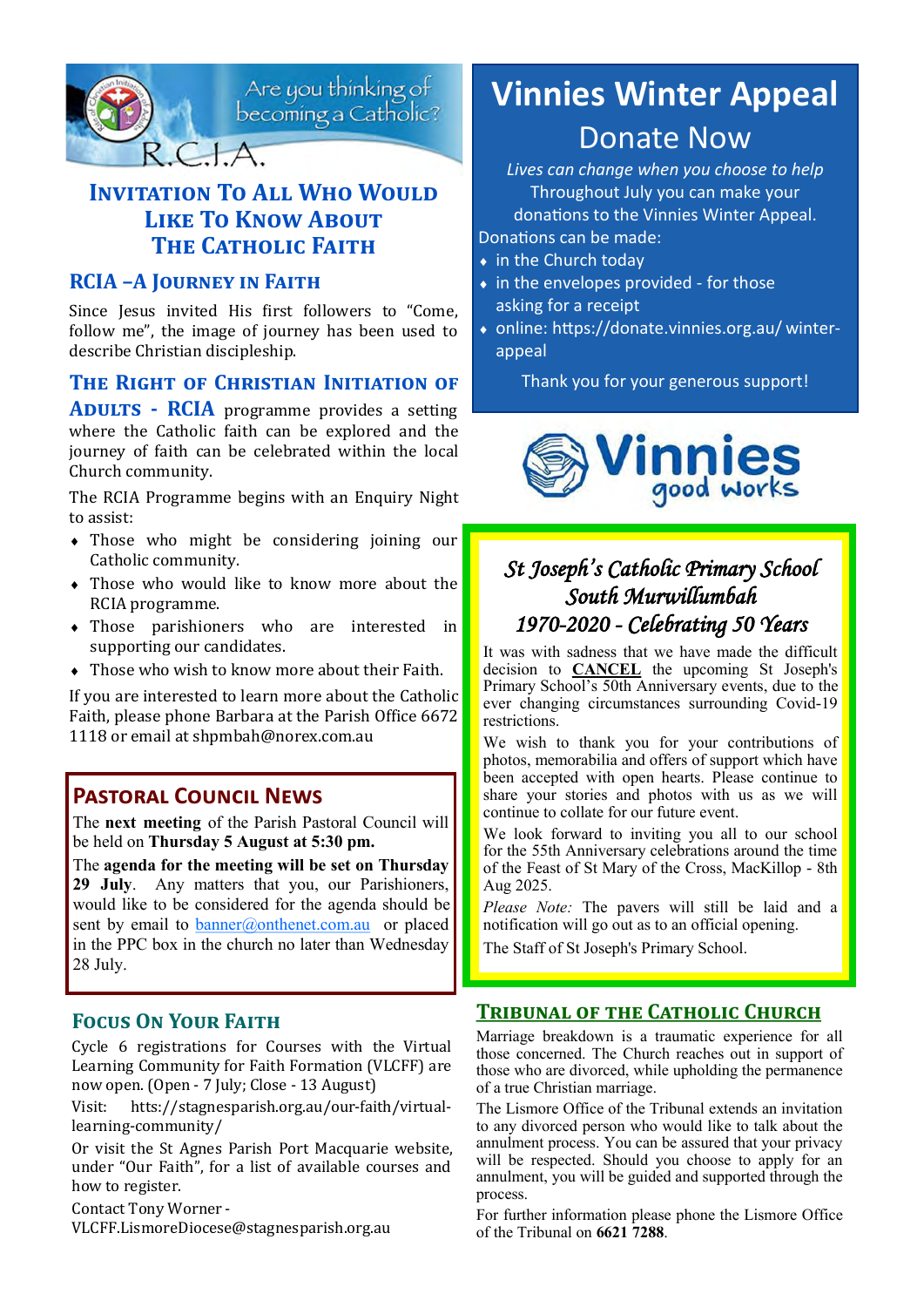Are you thinking of becoming a Catholic?

R.C.I.A.

## Invitation To All Who Would Like To Know About The Catholic Faith

### RCIA – A Journey in Faith

Since Jesus invited His first followers to "Come, follow me", the image of journey has been used to describe Christian discipleship.

**The Right of Christian Initiation of Adults - RCIA** programme provides a setting where the Catholic faith can be explored and the journey of faith can be celebrated within the local Church community.

The RCIA Programme begins with an Enquiry Night to assist:

- Those who might be considering joining our Catholic community.
- Those who would like to know more about the RCIA programme.
- Those parishioners who are interested in supporting our candidates.
- Those who wish to know more about their Faith.

If you are interested to learn more about the Catholic Faith, please phone Barbara at the Parish Office 6672 1118 or email at shpmbah@norex.com.au

## Pastoral Council News

The **next meeting** of the Parish Pastoral Council will be held on **Thursday 5 August at 5:30 pm.**

The **agenda for the meeting will be set on Thursday 29 July**. Any matters that you, our Parishioners, would like to be considered for the agenda should be sent by email to banner@onthenet.com.au or placed in the PPC box in the church no later than Wednesday 28 July.

## Focus On Your Faith

Cycle 6 registrations for Courses with the Virtual Learning Community for Faith Formation (VLCFF) are now open. (Open - 7 July; Close - 13 August)

Visit: https://stagnesparish.org.au/our-faith/virtual-learning-community/

Or visit the St Agnes Parish Port Macquarie website, under "Our Faith", for a list of available courses and how to register.

Contact Tony Worner - VLCFF.LismoreDiocese@stagnesparish.org.au

# Vinnies Winter Appeal

## Donate Now

*Lives can change when you choose to help*

Throughout July you can make your donations to the Vinnies Winter Appeal.

Donations can be made:

- in the Church today
- in the envelopes provided - for those asking for a receipt
- online: https://donate.vinnies.org.au/ winter-appeal

Thank you for your generous support!

Vinnies good works

## *St Joseph's Catholic Primary School South Murwillumbah*
## *1970-2020 - Celebrating 50 Years*

It was with sadness that we have made the difficult decision to **CANCEL** the upcoming St Joseph's Primary School's 50th Anniversary events, due to the ever changing circumstances surrounding Covid-19 restrictions.

We wish to thank you for your contributions of photos, memorabilia and offers of support which have been accepted with open hearts. Please continue to share your stories and photos with us as we will continue to collate for our future event.

We look forward to inviting you all to our school for the 55th Anniversary celebrations around the time of the Feast of St Mary of the Cross, MacKillop - 8th Aug 2025.

*Please Note:* The pavers will still be laid and a notification will go out as to an official opening.

The Staff of St Joseph's Primary School.

## Tribunal of the Catholic Church

Marriage breakdown is a traumatic experience for all those concerned. The Church reaches out in support of those who are divorced, while upholding the permanence of a true Christian marriage.

The Lismore Office of the Tribunal extends an invitation to any divorced person who would like to talk about the annulment process. You can be assured that your privacy will be respected. Should you choose to apply for an annulment, you will be guided and supported through the process.

For further information please phone the Lismore Office of the Tribunal on **6621 7288**.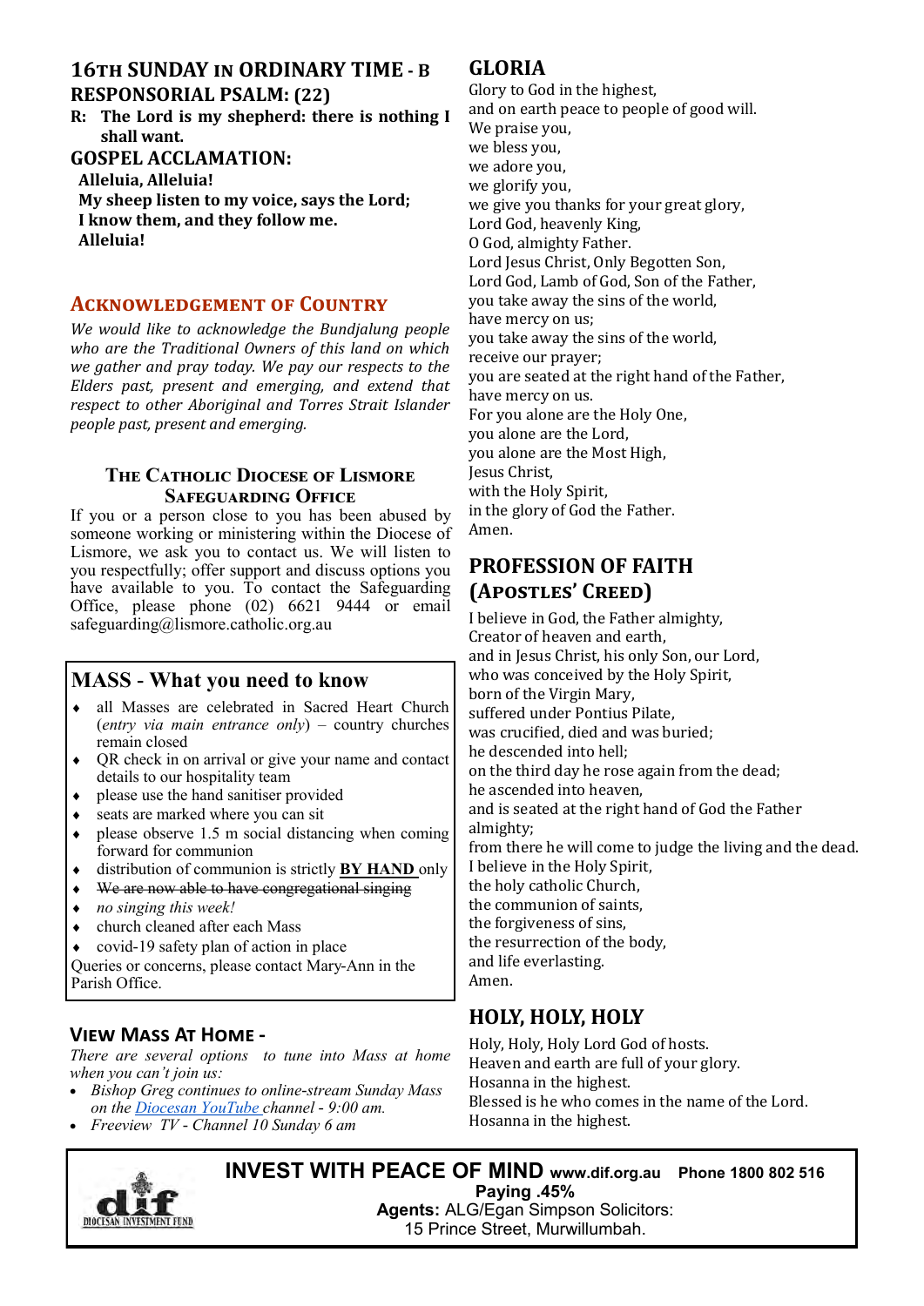## 16TH SUNDAY IN ORDINARY TIME - B

### RESPONSORIAL PSALM: (22)

**R: The Lord is my shepherd: there is nothing I shall want.**

### GOSPEL ACCLAMATION:

**Alleluia, Alleluia!**
**My sheep listen to my voice, says the Lord;**
**I know them, and they follow me.**
**Alleluia!**

### ACKNOWLEDGEMENT OF COUNTRY

*We would like to acknowledge the Bundjalung people who are the Traditional Owners of this land on which we gather and pray today. We pay our respects to the Elders past, present and emerging, and extend that respect to other Aboriginal and Torres Strait Islander people past, present and emerging.*

### THE CATHOLIC DIOCESE OF LISMORE SAFEGUARDING OFFICE

If you or a person close to you has been abused by someone working or ministering within the Diocese of Lismore, we ask you to contact us. We will listen to you respectfully; offer support and discuss options you have available to you. To contact the Safeguarding Office, please phone (02) 6621 9444 or email safeguarding@lismore.catholic.org.au

### MASS - What you need to know

- all Masses are celebrated in Sacred Heart Church (*entry via main entrance only*) – country churches remain closed
- QR check in on arrival or give your name and contact details to our hospitality team
- please use the hand sanitiser provided
- seats are marked where you can sit
- please observe 1.5 m social distancing when coming forward for communion
- distribution of communion is strictly **BY HAND** only
- ~~We are now able to have congregational singing~~
- *no singing this week!*
- church cleaned after each Mass
- covid-19 safety plan of action in place

Queries or concerns, please contact Mary-Ann in the Parish Office.

### VIEW MASS AT HOME -

*There are several options to tune into Mass at home when you can't join us:*

- *Bishop Greg continues to online-stream Sunday Mass on the Diocesan YouTube channel - 9:00 am.*
- *Freeview TV - Channel 10 Sunday 6 am*

## GLORIA

Glory to God in the highest,
and on earth peace to people of good will.
We praise you,
we bless you,
we adore you,
we glorify you,
we give you thanks for your great glory,
Lord God, heavenly King,
O God, almighty Father.
Lord Jesus Christ, Only Begotten Son,
Lord God, Lamb of God, Son of the Father,
you take away the sins of the world,
have mercy on us;
you take away the sins of the world,
receive our prayer;
you are seated at the right hand of the Father,
have mercy on us.
For you alone are the Holy One,
you alone are the Lord,
you alone are the Most High,
Jesus Christ,
with the Holy Spirit,
in the glory of God the Father.
Amen.

## PROFESSION OF FAITH (APOSTLES' CREED)

I believe in God, the Father almighty,
Creator of heaven and earth,
and in Jesus Christ, his only Son, our Lord,
who was conceived by the Holy Spirit,
born of the Virgin Mary,
suffered under Pontius Pilate,
was crucified, died and was buried;
he descended into hell;
on the third day he rose again from the dead;
he ascended into heaven,
and is seated at the right hand of God the Father almighty;
from there he will come to judge the living and the dead.
I believe in the Holy Spirit,
the holy catholic Church,
the communion of saints,
the forgiveness of sins,
the resurrection of the body,
and life everlasting.
Amen.

## HOLY, HOLY, HOLY

Holy, Holy, Holy Lord God of hosts.
Heaven and earth are full of your glory.
Hosanna in the highest.
Blessed is he who comes in the name of the Lord.
Hosanna in the highest.

DIOCESAN INVESTMENT FUND

**INVEST WITH PEACE OF MIND www.dif.org.au Phone 1800 802 516**
**Paying .45%**
**Agents:** ALG/Egan Simpson Solicitors:
15 Prince Street, Murwillumbah.